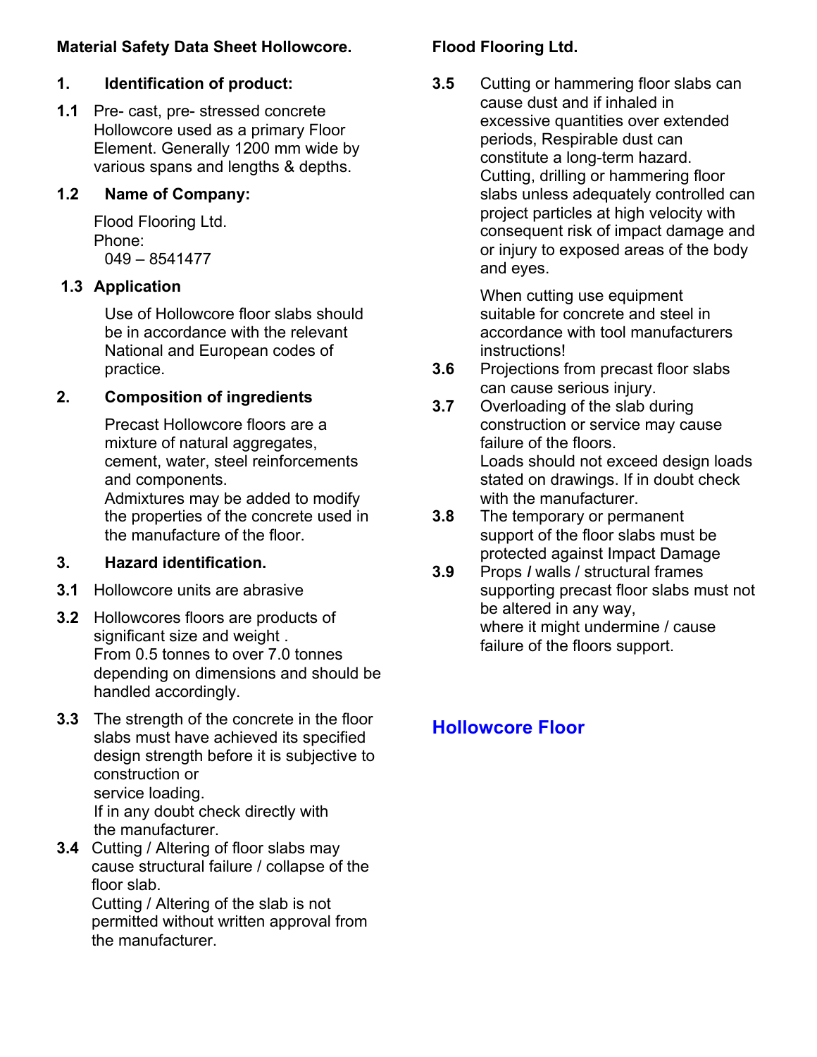**Material Safety Data Sheet Hollowcore.**

**Flood Flooring Ltd.**

## 1. Identification of product:

**1.1** Pre- cast, pre- stressed concrete Hollowcore used as a primary Floor Element. Generally 1200 mm wide by various spans and lengths & depths.

**1.2 Name of Company:**

Flood Flooring Ltd.
Phone:
049 – 8541477

**1.3 Application**

Use of Hollowcore floor slabs should be in accordance with the relevant National and European codes of practice.

## 2. Composition of ingredients

Precast Hollowcore floors are a mixture of natural aggregates, cement, water, steel reinforcements and components.
Admixtures may be added to modify the properties of the concrete used in the manufacture of the floor.

## 3. Hazard identification.

**3.1** Hollowcore units are abrasive

**3.2** Hollowcores floors are products of significant size and weight .
From 0.5 tonnes to over 7.0 tonnes depending on dimensions and should be handled accordingly.

**3.3** The strength of the concrete in the floor slabs must have achieved its specified design strength before it is subjective to construction or service loading.
If in any doubt check directly with the manufacturer.

**3.4** Cutting / Altering of floor slabs may cause structural failure / collapse of the floor slab.
Cutting / Altering of the slab is not permitted without written approval from the manufacturer.

**3.5** Cutting or hammering floor slabs can cause dust and if inhaled in excessive quantities over extended periods, Respirable dust can constitute a long-term hazard.
Cutting, drilling or hammering floor slabs unless adequately controlled can project particles at high velocity with consequent risk of impact damage and or injury to exposed areas of the body and eyes.

When cutting use equipment suitable for concrete and steel in accordance with tool manufacturers instructions!

**3.6** Projections from precast floor slabs can cause serious injury.

**3.7** Overloading of the slab during construction or service may cause failure of the floors.
Loads should not exceed design loads stated on drawings. If in doubt check with the manufacturer.

**3.8** The temporary or permanent support of the floor slabs must be protected against Impact Damage

**3.9** Props / walls / structural frames supporting precast floor slabs must not be altered in any way,
where it might undermine / cause failure of the floors support.

## Hollowcore Floor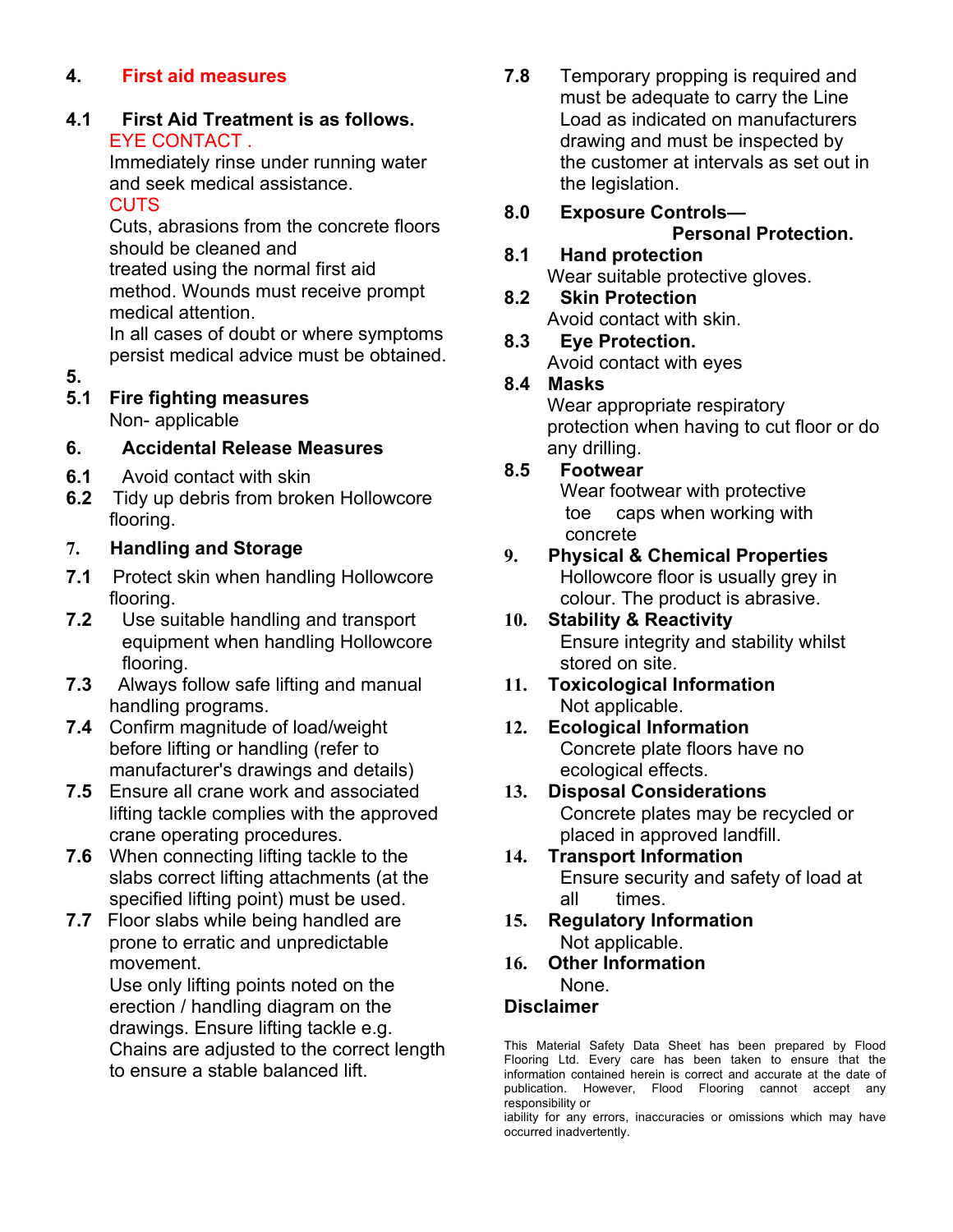## 4. First aid measures

### 4.1 First Aid Treatment is as follows.

EYE CONTACT .

Immediately rinse under running water and seek medical assistance.

CUTS

Cuts, abrasions from the concrete floors should be cleaned and treated using the normal first aid method. Wounds must receive prompt medical attention.

In all cases of doubt or where symptoms persist medical advice must be obtained.

## 5.

### 5.1 Fire fighting measures

Non- applicable

## 6. Accidental Release Measures

**6.1** Avoid contact with skin

**6.2** Tidy up debris from broken Hollowcore flooring.

## 7. Handling and Storage

**7.1** Protect skin when handling Hollowcore flooring.

**7.2** Use suitable handling and transport equipment when handling Hollowcore flooring.

**7.3** Always follow safe lifting and manual handling programs.

**7.4** Confirm magnitude of load/weight before lifting or handling (refer to manufacturer's drawings and details)

**7.5** Ensure all crane work and associated lifting tackle complies with the approved crane operating procedures.

**7.6** When connecting lifting tackle to the slabs correct lifting attachments (at the specified lifting point) must be used.

**7.7** Floor slabs while being handled are prone to erratic and unpredictable movement.

Use only lifting points noted on the erection / handling diagram on the drawings. Ensure lifting tackle e.g. Chains are adjusted to the correct length to ensure a stable balanced lift.

**7.8** Temporary propping is required and must be adequate to carry the Line Load as indicated on manufacturers drawing and must be inspected by the customer at intervals as set out in the legislation.

## 8.0 Exposure Controls— Personal Protection.

### 8.1 Hand protection

Wear suitable protective gloves.

### 8.2 Skin Protection

Avoid contact with skin.

### 8.3 Eye Protection.

Avoid contact with eyes

### 8.4 Masks

Wear appropriate respiratory protection when having to cut floor or do any drilling.

### 8.5 Footwear

Wear footwear with protective toe caps when working with concrete

## 9. Physical & Chemical Properties

Hollowcore floor is usually grey in colour. The product is abrasive.

## 10. Stability & Reactivity

Ensure integrity and stability whilst stored on site.

## 11. Toxicological Information

Not applicable.

## 12. Ecological Information

Concrete plate floors have no ecological effects.

## 13. Disposal Considerations

Concrete plates may be recycled or placed in approved landfill.

## 14. Transport Information

Ensure security and safety of load at all times.

## 15. Regulatory Information

Not applicable.

## 16. Other Information

None.

## Disclaimer

This Material Safety Data Sheet has been prepared by Flood Flooring Ltd. Every care has been taken to ensure that the information contained herein is correct and accurate at the date of publication. However, Flood Flooring cannot accept any responsibility or iability for any errors, inaccuracies or omissions which may have occurred inadvertently.